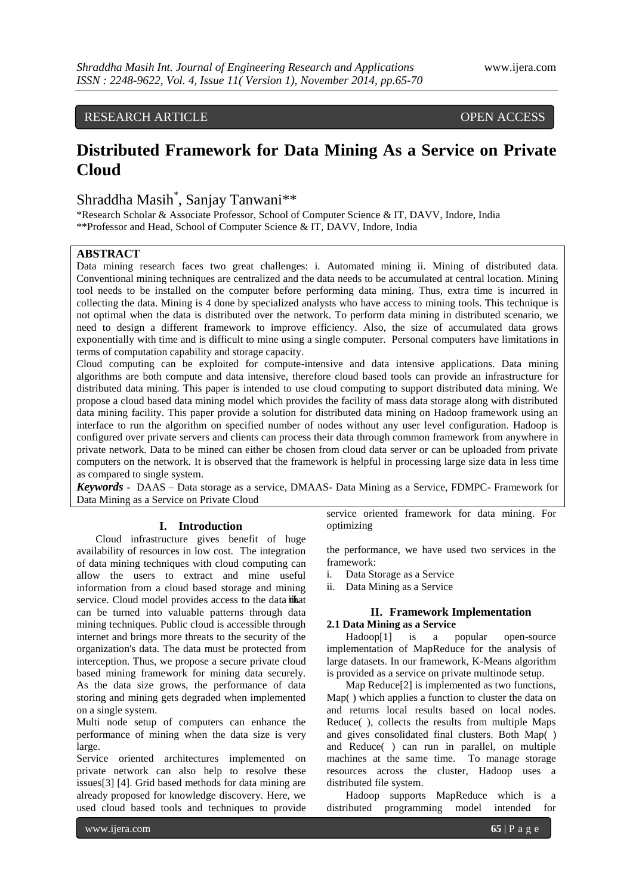RESEARCH ARTICLE OPEN ACCESS

# Distributed Framework for Data Mining As a Service on Private Cloud

Shraddha Masih*, Sanjay Tanwani**

*Research Scholar & Associate Professor, School of Computer Science & IT, DAVV, Indore, India
**Professor and Head, School of Computer Science & IT, DAVV, Indore, India

## ABSTRACT

Data mining research faces two great challenges: i. Automated mining ii. Mining of distributed data. Conventional mining techniques are centralized and the data needs to be accumulated at central location. Mining tool needs to be installed on the computer before performing data mining. Thus, extra time is incurred in collecting the data. Mining is 4 done by specialized analysts who have access to mining tools. This technique is not optimal when the data is distributed over the network. To perform data mining in distributed scenario, we need to design a different framework to improve efficiency. Also, the size of accumulated data grows exponentially with time and is difficult to mine using a single computer. Personal computers have limitations in terms of computation capability and storage capacity.

Cloud computing can be exploited for compute-intensive and data intensive applications. Data mining algorithms are both compute and data intensive, therefore cloud based tools can provide an infrastructure for distributed data mining. This paper is intended to use cloud computing to support distributed data mining. We propose a cloud based data mining model which provides the facility of mass data storage along with distributed data mining facility. This paper provide a solution for distributed data mining on Hadoop framework using an interface to run the algorithm on specified number of nodes without any user level configuration. Hadoop is configured over private servers and clients can process their data through common framework from anywhere in private network. Data to be mined can either be chosen from cloud data server or can be uploaded from private computers on the network. It is observed that the framework is helpful in processing large size data in less time as compared to single system.

***Keywords*** - DAAS – Data storage as a service, DMAAS- Data Mining as a Service, FDMPC- Framework for Data Mining as a Service on Private Cloud

## I. Introduction

Cloud infrastructure gives benefit of huge availability of resources in low cost. The integration of data mining techniques with cloud computing can allow the users to extract and mine useful information from a cloud based storage and mining service. Cloud model provides access to the data that can be turned into valuable patterns through data mining techniques. Public cloud is accessible through internet and brings more threats to the security of the organization's data. The data must be protected from interception. Thus, we propose a secure private cloud based mining framework for mining data securely. As the data size grows, the performance of data storing and mining gets degraded when implemented on a single system.

Multi node setup of computers can enhance the performance of mining when the data size is very large.

Service oriented architectures implemented on private network can also help to resolve these issues[3] [4]. Grid based methods for data mining are already proposed for knowledge discovery. Here, we used cloud based tools and techniques to provide service oriented framework for data mining. For optimizing

the performance, we have used two services in the framework:

i. Data Storage as a Service
ii. Data Mining as a Service

## II. Framework Implementation

### 2.1 Data Mining as a Service

Hadoop[1] is a popular open-source implementation of MapReduce for the analysis of large datasets. In our framework, K-Means algorithm is provided as a service on private multinode setup.

Map Reduce[2] is implemented as two functions, Map( ) which applies a function to cluster the data on and returns local results based on local nodes. Reduce( ), collects the results from multiple Maps and gives consolidated final clusters. Both Map( ) and Reduce( ) can run in parallel, on multiple machines at the same time. To manage storage resources across the cluster, Hadoop uses a distributed file system.

Hadoop supports MapReduce which is a distributed programming model intended for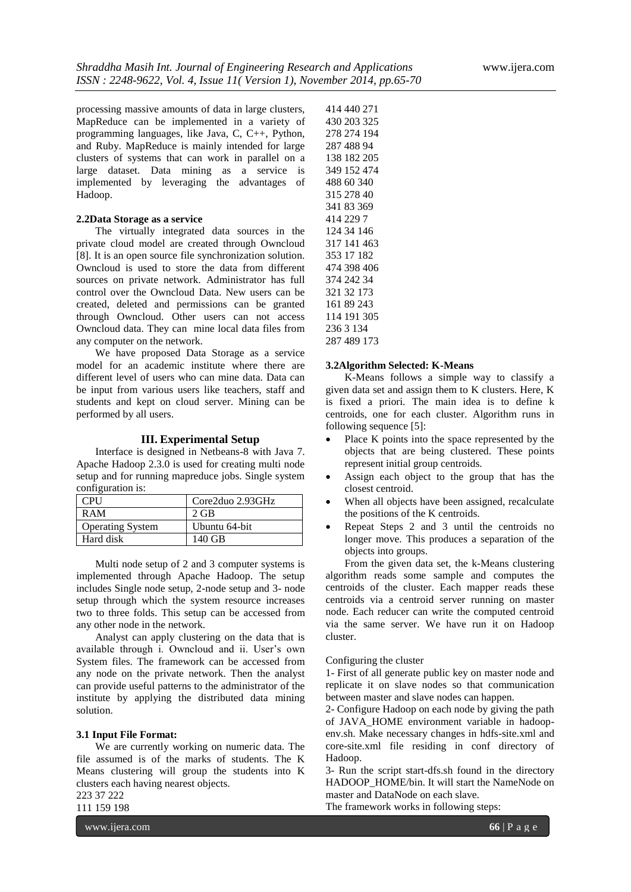processing massive amounts of data in large clusters, MapReduce can be implemented in a variety of programming languages, like Java, C, C++, Python, and Ruby. MapReduce is mainly intended for large clusters of systems that can work in parallel on a large dataset. Data mining as a service is implemented by leveraging the advantages of Hadoop.

### 2.2Data Storage as a service

The virtually integrated data sources in the private cloud model are created through Owncloud [8]. It is an open source file synchronization solution. Owncloud is used to store the data from different sources on private network. Administrator has full control over the Owncloud Data. New users can be created, deleted and permissions can be granted through Owncloud. Other users can not access Owncloud data. They can mine local data files from any computer on the network.

We have proposed Data Storage as a service model for an academic institute where there are different level of users who can mine data. Data can be input from various users like teachers, staff and students and kept on cloud server. Mining can be performed by all users.

## III. Experimental Setup

Interface is designed in Netbeans-8 with Java 7. Apache Hadoop 2.3.0 is used for creating multi node setup and for running mapreduce jobs. Single system configuration is:

| CPU | Core2duo 2.93GHz |
|---|---|
| RAM | 2 GB |
| Operating System | Ubuntu 64-bit |
| Hard disk | 140 GB |

Multi node setup of 2 and 3 computer systems is implemented through Apache Hadoop. The setup includes Single node setup, 2-node setup and 3- node setup through which the system resource increases two to three folds. This setup can be accessed from any other node in the network.

Analyst can apply clustering on the data that is available through i. Owncloud and ii. User's own System files. The framework can be accessed from any node on the private network. Then the analyst can provide useful patterns to the administrator of the institute by applying the distributed data mining solution.

### 3.1 Input File Format:

We are currently working on numeric data. The file assumed is of the marks of students. The K Means clustering will group the students into K clusters each having nearest objects.

223 37 222
111 159 198
414 440 271
430 203 325
278 274 194
287 488 94
138 182 205
349 152 474
488 60 340
315 278 40
341 83 369
414 229 7
124 34 146
317 141 463
353 17 182
474 398 406
374 242 34
321 32 173
161 89 243
114 191 305
236 3 134
287 489 173

### 3.2Algorithm Selected: K-Means

K-Means follows a simple way to classify a given data set and assign them to K clusters. Here, K is fixed a priori. The main idea is to define k centroids, one for each cluster. Algorithm runs in following sequence [5]:

- Place K points into the space represented by the objects that are being clustered. These points represent initial group centroids.
- Assign each object to the group that has the closest centroid.
- When all objects have been assigned, recalculate the positions of the K centroids.
- Repeat Steps 2 and 3 until the centroids no longer move. This produces a separation of the objects into groups.

From the given data set, the k-Means clustering algorithm reads some sample and computes the centroids of the cluster. Each mapper reads these centroids via a centroid server running on master node. Each reducer can write the computed centroid via the same server. We have run it on Hadoop cluster.

Configuring the cluster

1- First of all generate public key on master node and replicate it on slave nodes so that communication between master and slave nodes can happen.

2- Configure Hadoop on each node by giving the path of JAVA_HOME environment variable in hadoop-env.sh. Make necessary changes in hdfs-site.xml and core-site.xml file residing in conf directory of Hadoop.

3- Run the script start-dfs.sh found in the directory HADOOP_HOME/bin. It will start the NameNode on master and DataNode on each slave.

The framework works in following steps: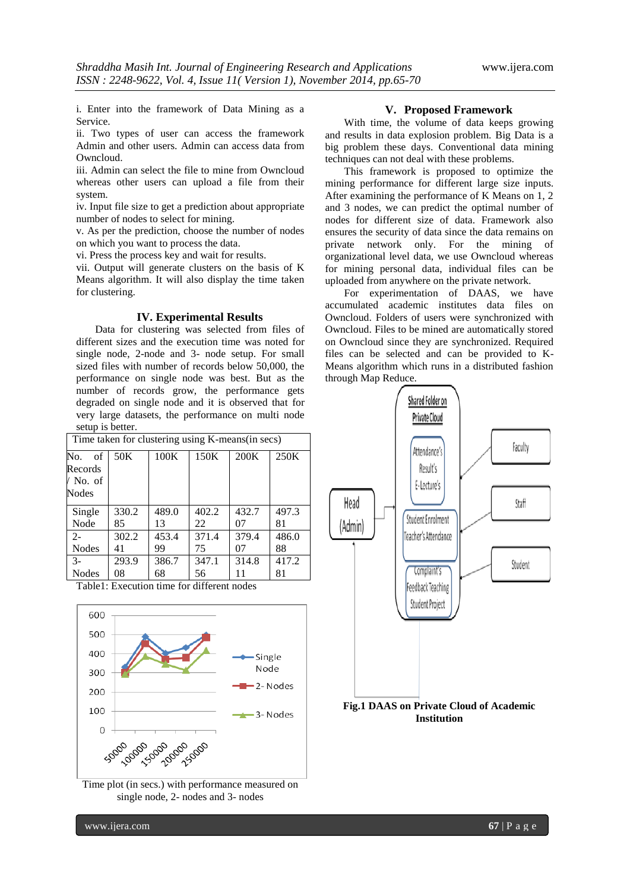i. Enter into the framework of Data Mining as a Service.

ii. Two types of user can access the framework Admin and other users. Admin can access data from Owncloud.

iii. Admin can select the file to mine from Owncloud whereas other users can upload a file from their system.

iv. Input file size to get a prediction about appropriate number of nodes to select for mining.

v. As per the prediction, choose the number of nodes on which you want to process the data.

vi. Press the process key and wait for results.

vii. Output will generate clusters on the basis of K Means algorithm. It will also display the time taken for clustering.

## IV. Experimental Results

Data for clustering was selected from files of different sizes and the execution time was noted for single node, 2-node and 3- node setup. For small sized files with number of records below 50,000, the performance on single node was best. But as the number of records grow, the performance gets degraded on single node and it is observed that for very large datasets, the performance on multi node setup is better.

| Time taken for clustering using K-means(in secs) | | | | | |
|---|---|---|---|---|---|
| No. of Records / No. of Nodes | 50K | 100K | 150K | 200K | 250K |
| Single Node | 330.285 | 489.013 | 402.222 | 432.707 | 497.381 |
| 2-Nodes | 302.241 | 453.499 | 371.475 | 379.407 | 486.088 |
| 3-Nodes | 293.908 | 386.768 | 347.156 | 314.811 | 417.281 |

Table1: Execution time for different nodes

Time plot (in secs.) with performance measured on single node, 2- nodes and 3- nodes

## V. Proposed Framework

With time, the volume of data keeps growing and results in data explosion problem. Big Data is a big problem these days. Conventional data mining techniques can not deal with these problems.

This framework is proposed to optimize the mining performance for different large size inputs. After examining the performance of K Means on 1, 2 and 3 nodes, we can predict the optimal number of nodes for different size of data. Framework also ensures the security of data since the data remains on private network only. For the mining of organizational level data, we use Owncloud whereas for mining personal data, individual files can be uploaded from anywhere on the private network.

For experimentation of DAAS, we have accumulated academic institutes data files on Owncloud. Folders of users were synchronized with Owncloud. Files to be mined are automatically stored on Owncloud since they are synchronized. Required files can be selected and can be provided to K-Means algorithm which runs in a distributed fashion through Map Reduce.

**Fig.1 DAAS on Private Cloud of Academic Institution**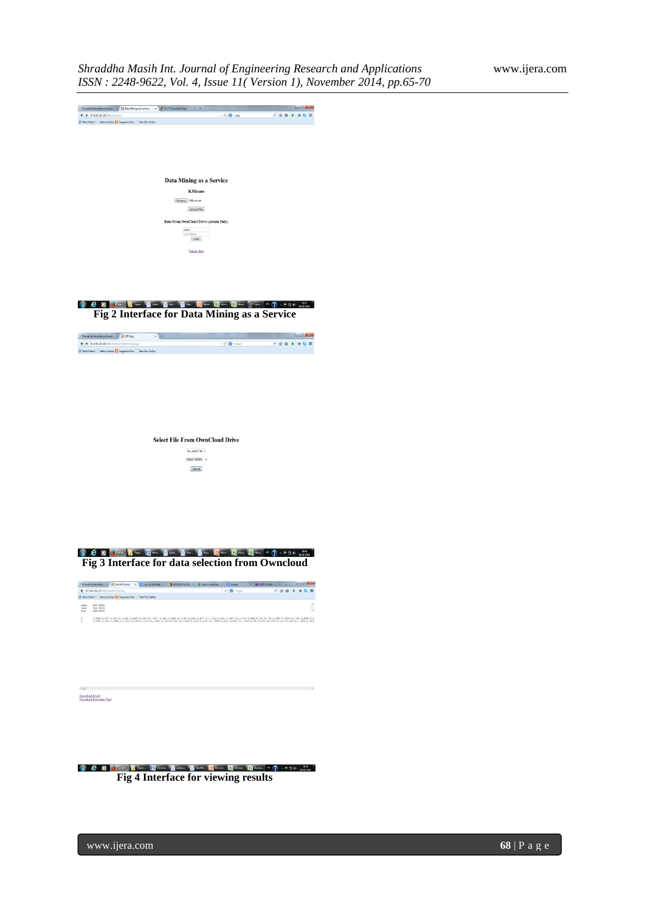Fig 2 Interface for Data Mining as a Service

Fig 3 Interface for data selection from Owncloud

Fig 4 Interface for viewing results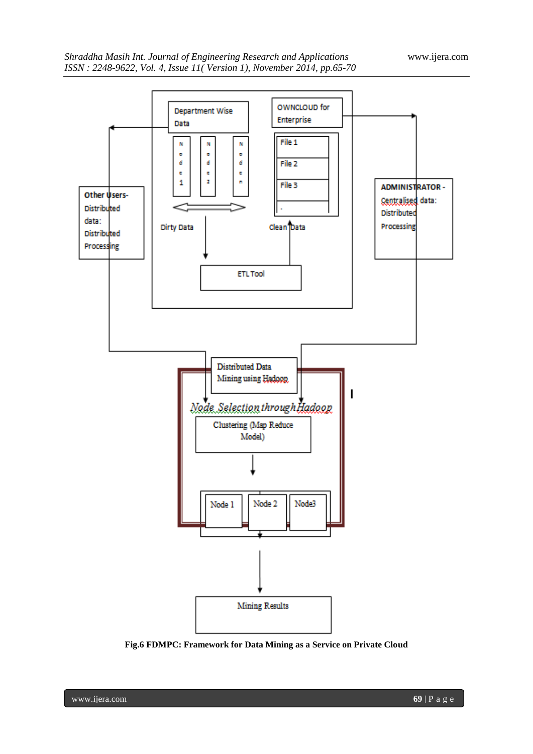**Fig.6 FDMPC: Framework for Data Mining as a Service on Private Cloud**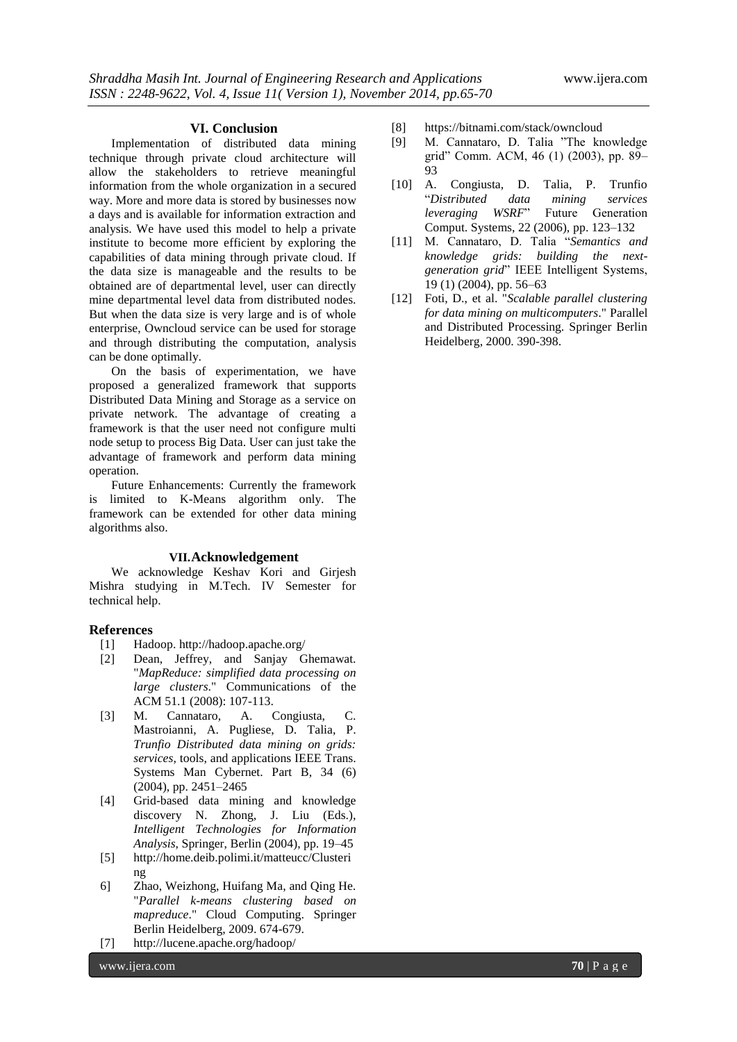## VI. Conclusion

Implementation of distributed data mining technique through private cloud architecture will allow the stakeholders to retrieve meaningful information from the whole organization in a secured way. More and more data is stored by businesses now a days and is available for information extraction and analysis. We have used this model to help a private institute to become more efficient by exploring the capabilities of data mining through private cloud. If the data size is manageable and the results to be obtained are of departmental level, user can directly mine departmental level data from distributed nodes. But when the data size is very large and is of whole enterprise, Owncloud service can be used for storage and through distributing the computation, analysis can be done optimally.

On the basis of experimentation, we have proposed a generalized framework that supports Distributed Data Mining and Storage as a service on private network. The advantage of creating a framework is that the user need not configure multi node setup to process Big Data. User can just take the advantage of framework and perform data mining operation.

Future Enhancements: Currently the framework is limited to K-Means algorithm only. The framework can be extended for other data mining algorithms also.

## VII. Acknowledgement

We acknowledge Keshav Kori and Girjesh Mishra studying in M.Tech. IV Semester for technical help.

## References

[1] Hadoop. http://hadoop.apache.org/

[2] Dean, Jeffrey, and Sanjay Ghemawat. "*MapReduce: simplified data processing on large clusters*." Communications of the ACM 51.1 (2008): 107-113.

[3] M. Cannataro, A. Congiusta, C. Mastroianni, A. Pugliese, D. Talia, P. *Trunfio Distributed data mining on grids: services*, tools, and applications IEEE Trans. Systems Man Cybernet. Part B, 34 (6) (2004), pp. 2451–2465

[4] Grid-based data mining and knowledge discovery N. Zhong, J. Liu (Eds.), *Intelligent Technologies for Information Analysis*, Springer, Berlin (2004), pp. 19–45

[5] http://home.deib.polimi.it/matteucc/Clustering

6] Zhao, Weizhong, Huifang Ma, and Qing He. "*Parallel k-means clustering based on mapreduce*." Cloud Computing. Springer Berlin Heidelberg, 2009. 674-679.

[7] http://lucene.apache.org/hadoop/

[8] https://bitnami.com/stack/owncloud

[9] M. Cannataro, D. Talia "The knowledge grid" Comm. ACM, 46 (1) (2003), pp. 89–93

[10] A. Congiusta, D. Talia, P. Trunfio "*Distributed data mining services leveraging WSRF*" Future Generation Comput. Systems, 22 (2006), pp. 123–132

[11] M. Cannataro, D. Talia "*Semantics and knowledge grids: building the next-generation grid*" IEEE Intelligent Systems, 19 (1) (2004), pp. 56–63

[12] Foti, D., et al. "*Scalable parallel clustering for data mining on multicomputers*." Parallel and Distributed Processing. Springer Berlin Heidelberg, 2000. 390-398.